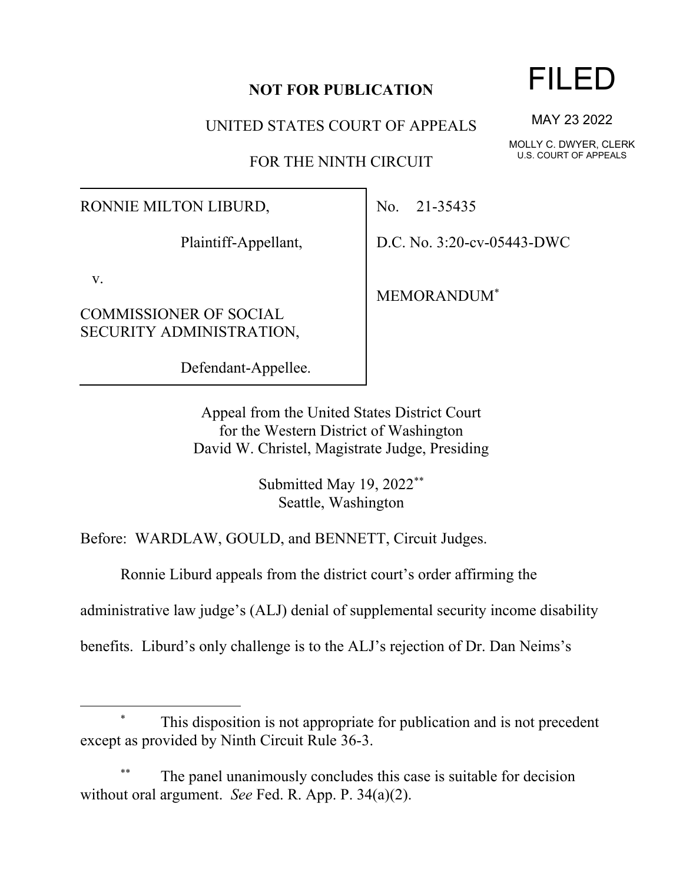**NOT FOR PUBLICATION**

UNITED STATES COURT OF APPEALS

FOR THE NINTH CIRCUIT

FILED

MAY 23 2022

MOLLY C. DWYER, CLERK
U.S. COURT OF APPEALS

RONNIE MILTON LIBURD,

Plaintiff-Appellant,

v.

COMMISSIONER OF SOCIAL SECURITY ADMINISTRATION,

Defendant-Appellee.

No. 21-35435

D.C. No. 3:20-cv-05443-DWC

MEMORANDUM*

Appeal from the United States District Court
for the Western District of Washington
David W. Christel, Magistrate Judge, Presiding

Submitted May 19, 2022**
Seattle, Washington

Before: WARDLAW, GOULD, and BENNETT, Circuit Judges.

Ronnie Liburd appeals from the district court's order affirming the administrative law judge's (ALJ) denial of supplemental security income disability benefits. Liburd's only challenge is to the ALJ's rejection of Dr. Dan Neims's

---

\* This disposition is not appropriate for publication and is not precedent except as provided by Ninth Circuit Rule 36-3.

\*\* The panel unanimously concludes this case is suitable for decision without oral argument. *See* Fed. R. App. P. 34(a)(2).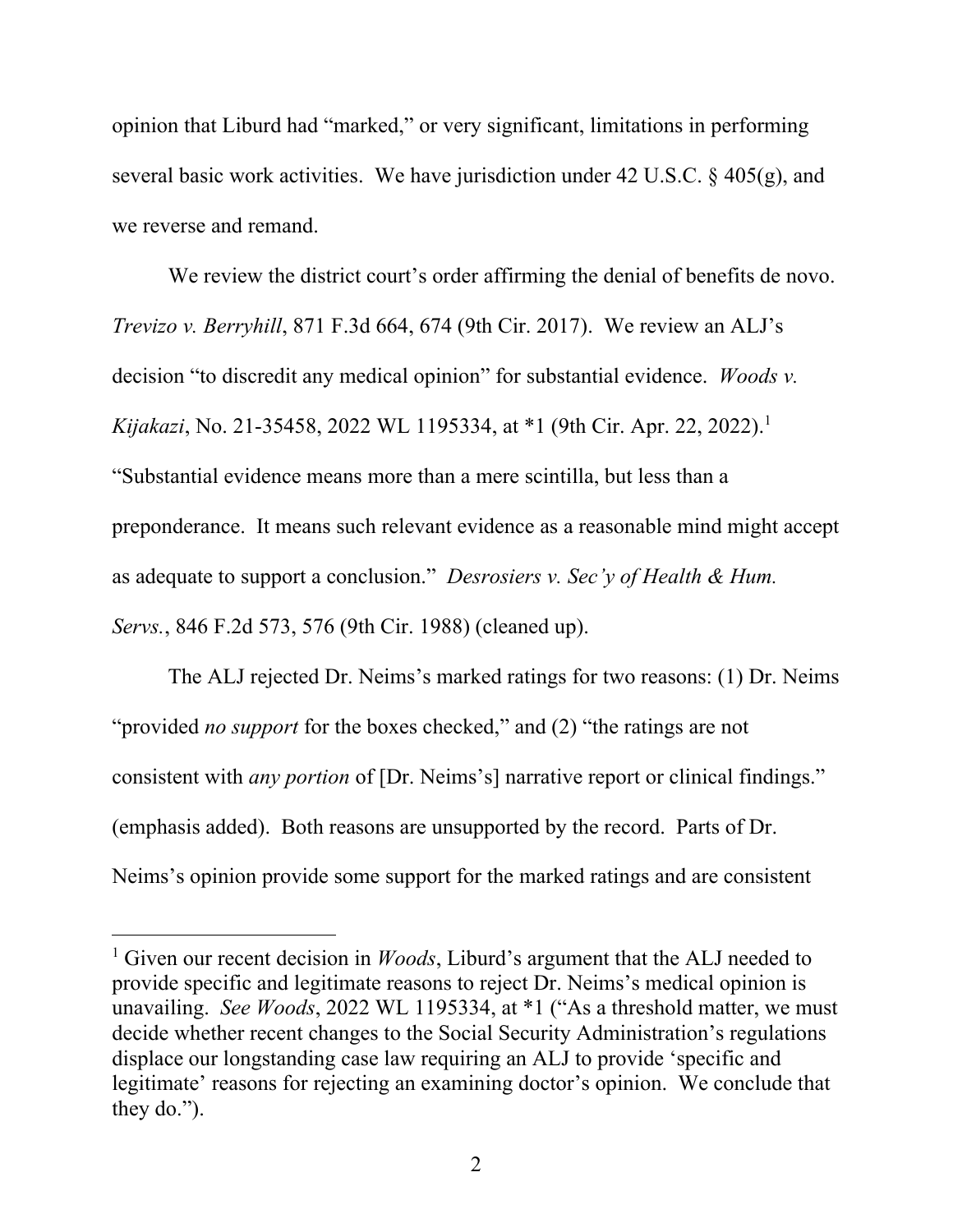opinion that Liburd had "marked," or very significant, limitations in performing several basic work activities. We have jurisdiction under 42 U.S.C. § 405(g), and we reverse and remand.

We review the district court's order affirming the denial of benefits de novo. *Trevizo v. Berryhill*, 871 F.3d 664, 674 (9th Cir. 2017). We review an ALJ's decision "to discredit any medical opinion" for substantial evidence. *Woods v. Kijakazi*, No. 21-35458, 2022 WL 1195334, at *1 (9th Cir. Apr. 22, 2022).[1] "Substantial evidence means more than a mere scintilla, but less than a preponderance. It means such relevant evidence as a reasonable mind might accept as adequate to support a conclusion." *Desrosiers v. Sec'y of Health & Hum. Servs.*, 846 F.2d 573, 576 (9th Cir. 1988) (cleaned up).

The ALJ rejected Dr. Neims's marked ratings for two reasons: (1) Dr. Neims "provided *no support* for the boxes checked," and (2) "the ratings are not consistent with *any portion* of [Dr. Neims's] narrative report or clinical findings." (emphasis added). Both reasons are unsupported by the record. Parts of Dr. Neims's opinion provide some support for the marked ratings and are consistent

---

[1] Given our recent decision in *Woods*, Liburd's argument that the ALJ needed to provide specific and legitimate reasons to reject Dr. Neims's medical opinion is unavailing. *See Woods*, 2022 WL 1195334, at *1 ("As a threshold matter, we must decide whether recent changes to the Social Security Administration's regulations displace our longstanding case law requiring an ALJ to provide 'specific and legitimate' reasons for rejecting an examining doctor's opinion. We conclude that they do.").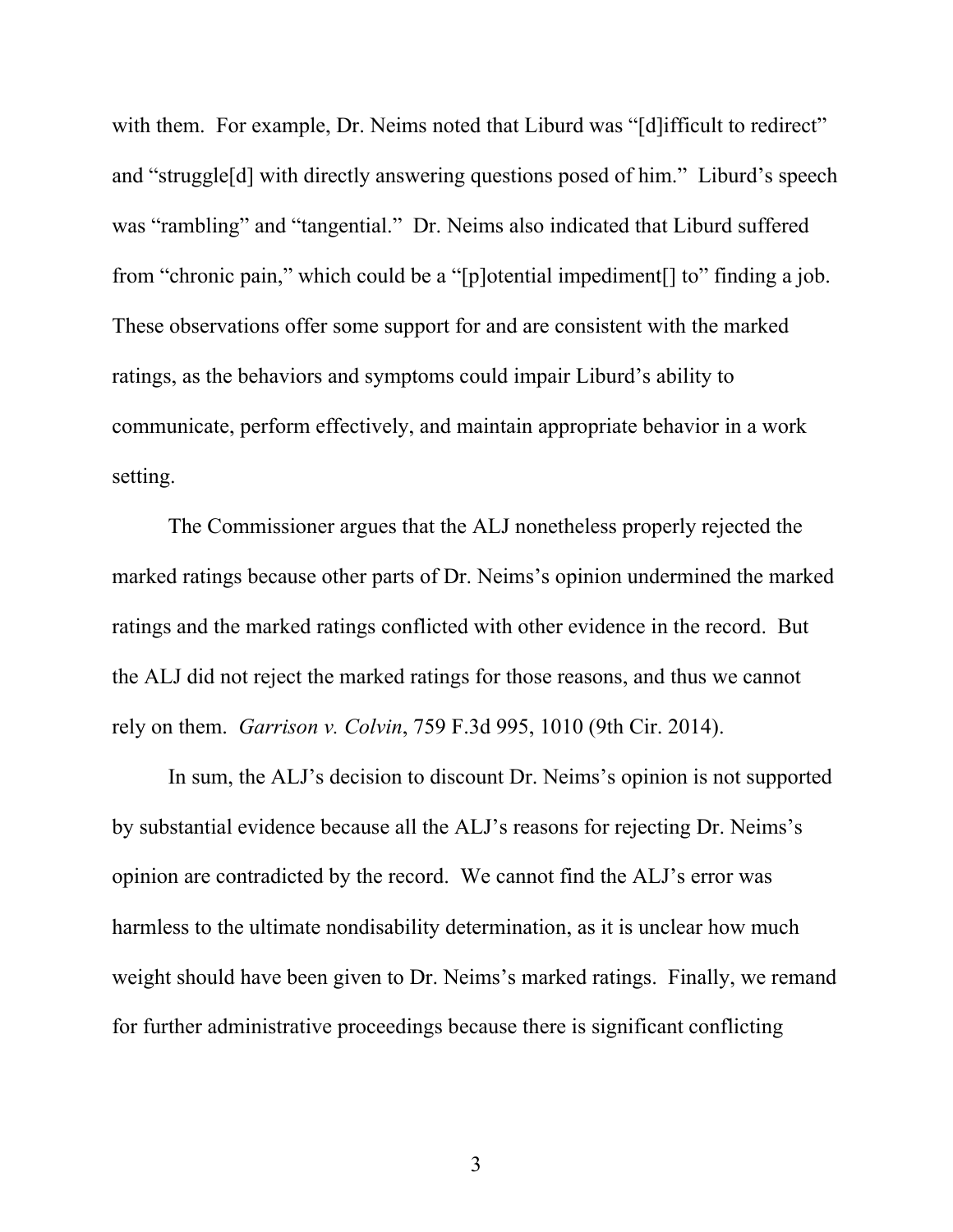with them. For example, Dr. Neims noted that Liburd was "[d]ifficult to redirect" and "struggle[d] with directly answering questions posed of him." Liburd's speech was "rambling" and "tangential." Dr. Neims also indicated that Liburd suffered from "chronic pain," which could be a "[p]otential impediment[] to" finding a job. These observations offer some support for and are consistent with the marked ratings, as the behaviors and symptoms could impair Liburd's ability to communicate, perform effectively, and maintain appropriate behavior in a work setting.

The Commissioner argues that the ALJ nonetheless properly rejected the marked ratings because other parts of Dr. Neims's opinion undermined the marked ratings and the marked ratings conflicted with other evidence in the record. But the ALJ did not reject the marked ratings for those reasons, and thus we cannot rely on them. *Garrison v. Colvin*, 759 F.3d 995, 1010 (9th Cir. 2014).

In sum, the ALJ's decision to discount Dr. Neims's opinion is not supported by substantial evidence because all the ALJ's reasons for rejecting Dr. Neims's opinion are contradicted by the record. We cannot find the ALJ's error was harmless to the ultimate nondisability determination, as it is unclear how much weight should have been given to Dr. Neims's marked ratings. Finally, we remand for further administrative proceedings because there is significant conflicting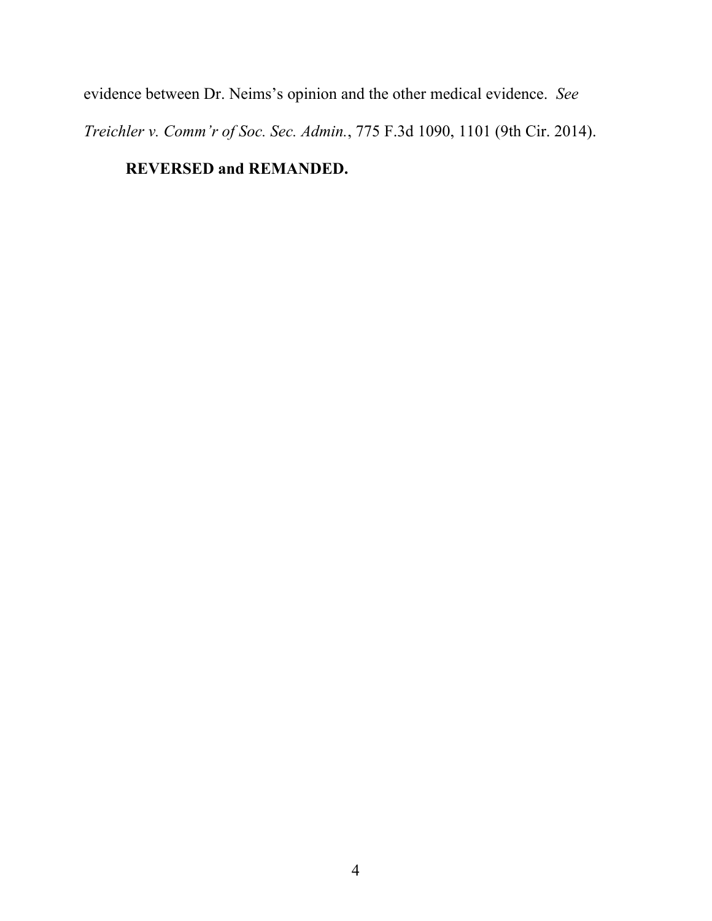evidence between Dr. Neims's opinion and the other medical evidence. *See Treichler v. Comm'r of Soc. Sec. Admin.*, 775 F.3d 1090, 1101 (9th Cir. 2014).

**REVERSED and REMANDED.**